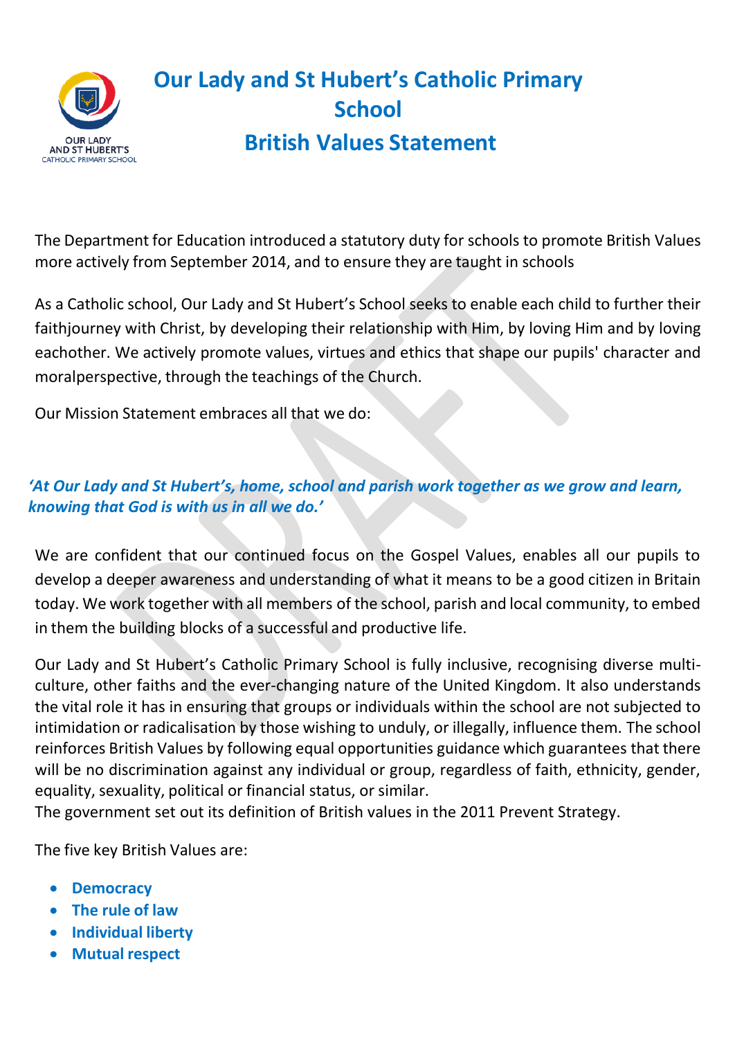# Our Lady and St Hubert's Catholic Primary School

# British Values Statement

The Department for Education introduced a statutory duty for schools to promote British Values more actively from September 2014, and to ensure they are taught in schools

As a Catholic school, Our Lady and St Hubert's School seeks to enable each child to further their faithjourney with Christ, by developing their relationship with Him, by loving Him and by loving eachother. We actively promote values, virtues and ethics that shape our pupils' character and moralperspective, through the teachings of the Church.

Our Mission Statement embraces all that we do:

***'At Our Lady and St Hubert's, home, school and parish work together as we grow and learn, knowing that God is with us in all we do.'***

We are confident that our continued focus on the Gospel Values, enables all our pupils to develop a deeper awareness and understanding of what it means to be a good citizen in Britain today. We work together with all members of the school, parish and local community, to embed in them the building blocks of a successful and productive life.

Our Lady and St Hubert's Catholic Primary School is fully inclusive, recognising diverse multi-culture, other faiths and the ever-changing nature of the United Kingdom. It also understands the vital role it has in ensuring that groups or individuals within the school are not subjected to intimidation or radicalisation by those wishing to unduly, or illegally, influence them. The school reinforces British Values by following equal opportunities guidance which guarantees that there will be no discrimination against any individual or group, regardless of faith, ethnicity, gender, equality, sexuality, political or financial status, or similar.
The government set out its definition of British values in the 2011 Prevent Strategy.

The five key British Values are:

- **Democracy**
- **The rule of law**
- **Individual liberty**
- **Mutual respect**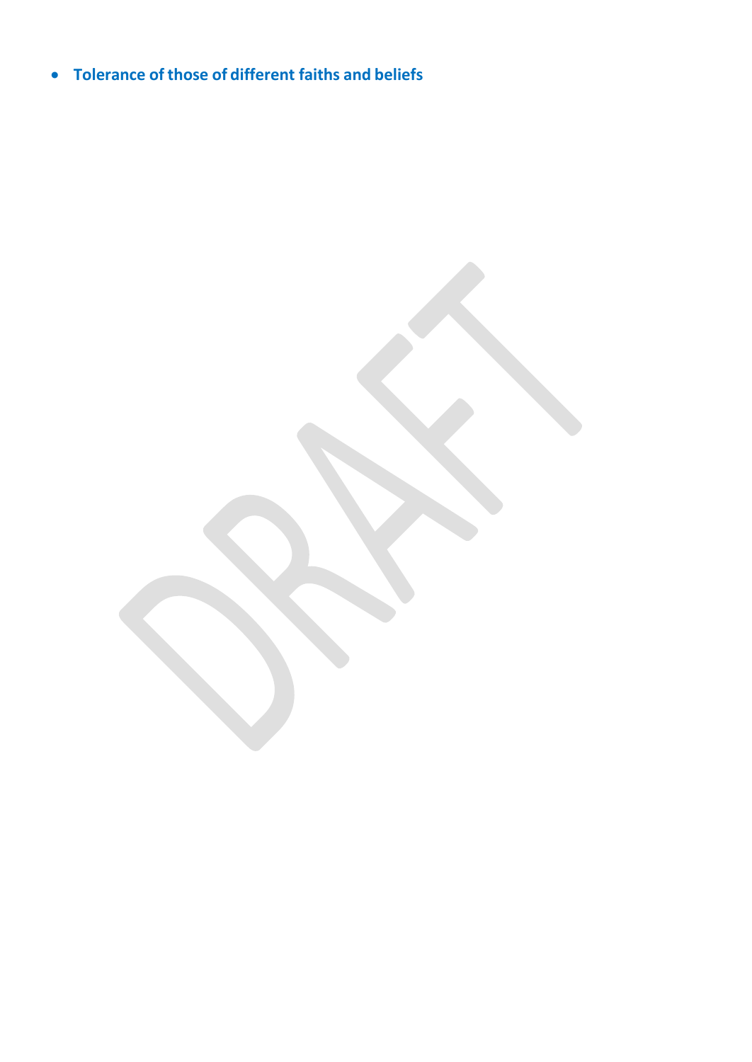- **Tolerance of those of different faiths and beliefs**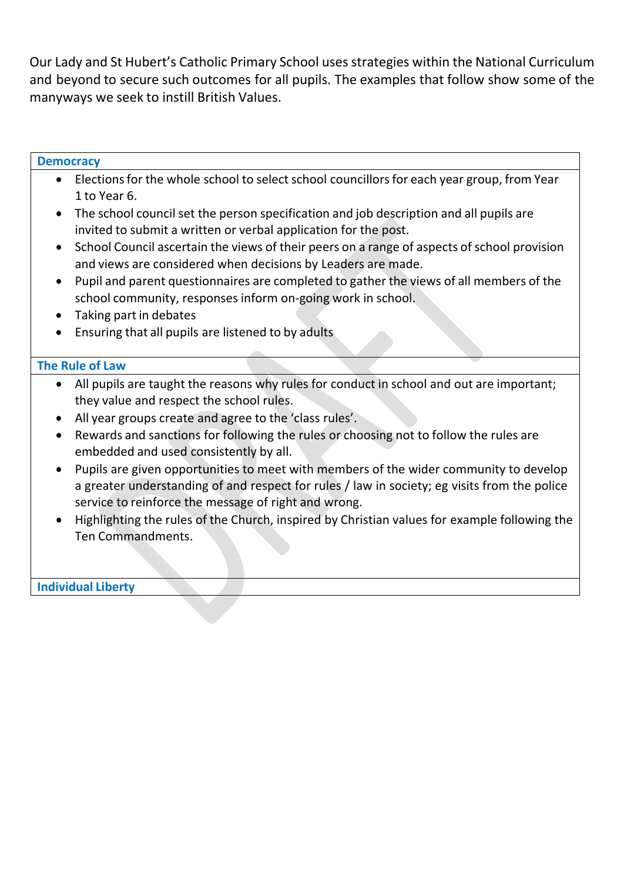Our Lady and St Hubert's Catholic Primary School uses strategies within the National Curriculum and beyond to secure such outcomes for all pupils. The examples that follow show some of the manyways we seek to instill British Values.

**Democracy**

- Elections for the whole school to select school councillors for each year group, from Year 1 to Year 6.
- The school council set the person specification and job description and all pupils are invited to submit a written or verbal application for the post.
- School Council ascertain the views of their peers on a range of aspects of school provision and views are considered when decisions by Leaders are made.
- Pupil and parent questionnaires are completed to gather the views of all members of the school community, responses inform on-going work in school.
- Taking part in debates
- Ensuring that all pupils are listened to by adults

**The Rule of Law**

- All pupils are taught the reasons why rules for conduct in school and out are important; they value and respect the school rules.
- All year groups create and agree to the 'class rules'.
- Rewards and sanctions for following the rules or choosing not to follow the rules are embedded and used consistently by all.
- Pupils are given opportunities to meet with members of the wider community to develop a greater understanding of and respect for rules / law in society; eg visits from the police service to reinforce the message of right and wrong.
- Highlighting the rules of the Church, inspired by Christian values for example following the Ten Commandments.

**Individual Liberty**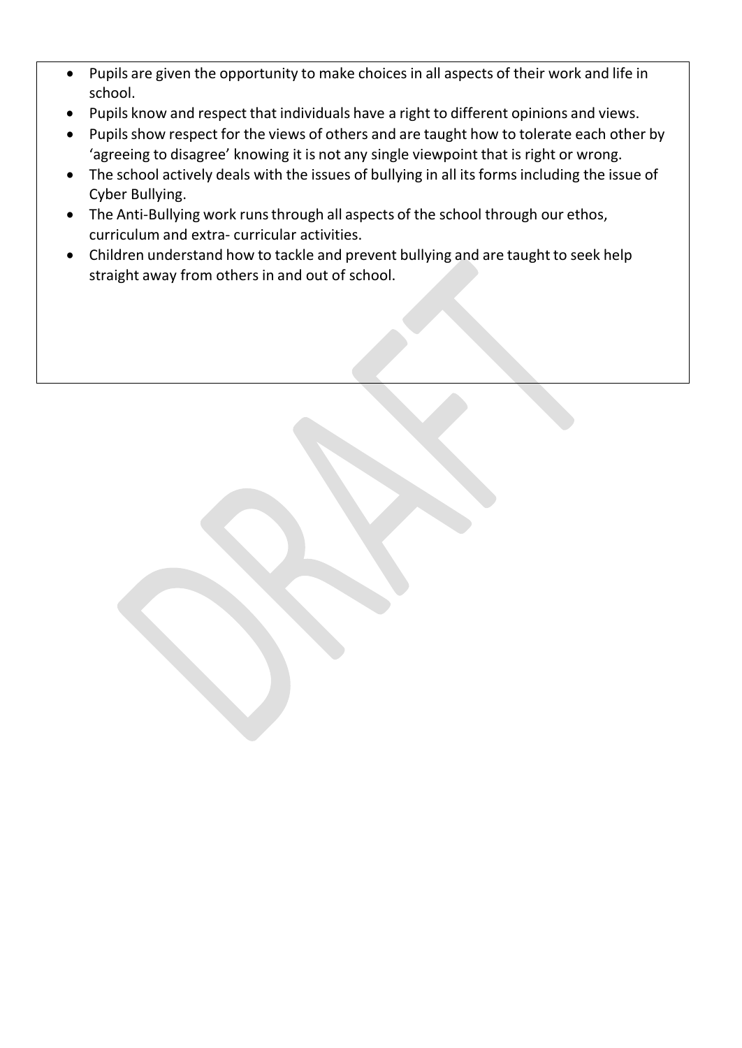- Pupils are given the opportunity to make choices in all aspects of their work and life in school.
- Pupils know and respect that individuals have a right to different opinions and views.
- Pupils show respect for the views of others and are taught how to tolerate each other by 'agreeing to disagree' knowing it is not any single viewpoint that is right or wrong.
- The school actively deals with the issues of bullying in all its forms including the issue of Cyber Bullying.
- The Anti-Bullying work runs through all aspects of the school through our ethos, curriculum and extra- curricular activities.
- Children understand how to tackle and prevent bullying and are taught to seek help straight away from others in and out of school.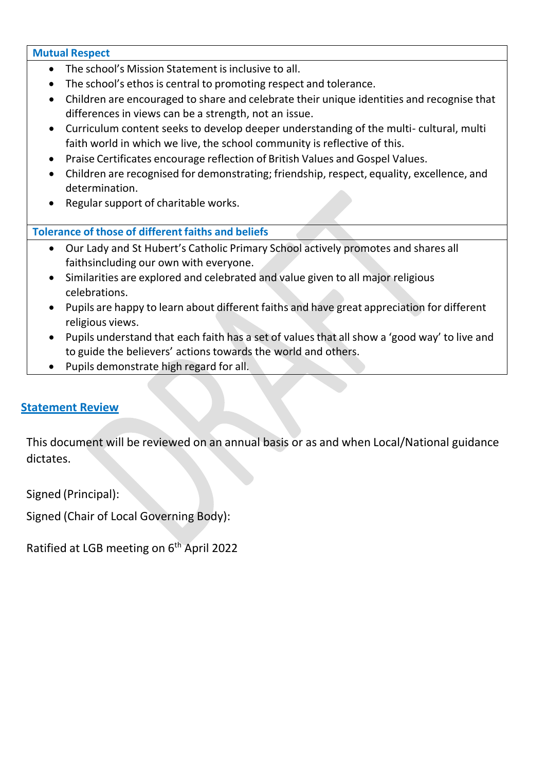| Mutual Respect |
| --- |
| • The school's Mission Statement is inclusive to all.<br>• The school's ethos is central to promoting respect and tolerance.<br>• Children are encouraged to share and celebrate their unique identities and recognise that differences in views can be a strength, not an issue.<br>• Curriculum content seeks to develop deeper understanding of the multi- cultural, multi faith world in which we live, the school community is reflective of this.<br>• Praise Certificates encourage reflection of British Values and Gospel Values.<br>• Children are recognised for demonstrating; friendship, respect, equality, excellence, and determination.<br>• Regular support of charitable works. |
| **Tolerance of those of different faiths and beliefs** |
| • Our Lady and St Hubert's Catholic Primary School actively promotes and shares all faithsincluding our own with everyone.<br>• Similarities are explored and celebrated and value given to all major religious celebrations.<br>• Pupils are happy to learn about different faiths and have great appreciation for different religious views.<br>• Pupils understand that each faith has a set of values that all show a 'good way' to live and to guide the believers' actions towards the world and others.<br>• Pupils demonstrate high regard for all. |

## Statement Review

This document will be reviewed on an annual basis or as and when Local/National guidance dictates.

Signed (Principal):

Signed (Chair of Local Governing Body):

Ratified at LGB meeting on 6th April 2022